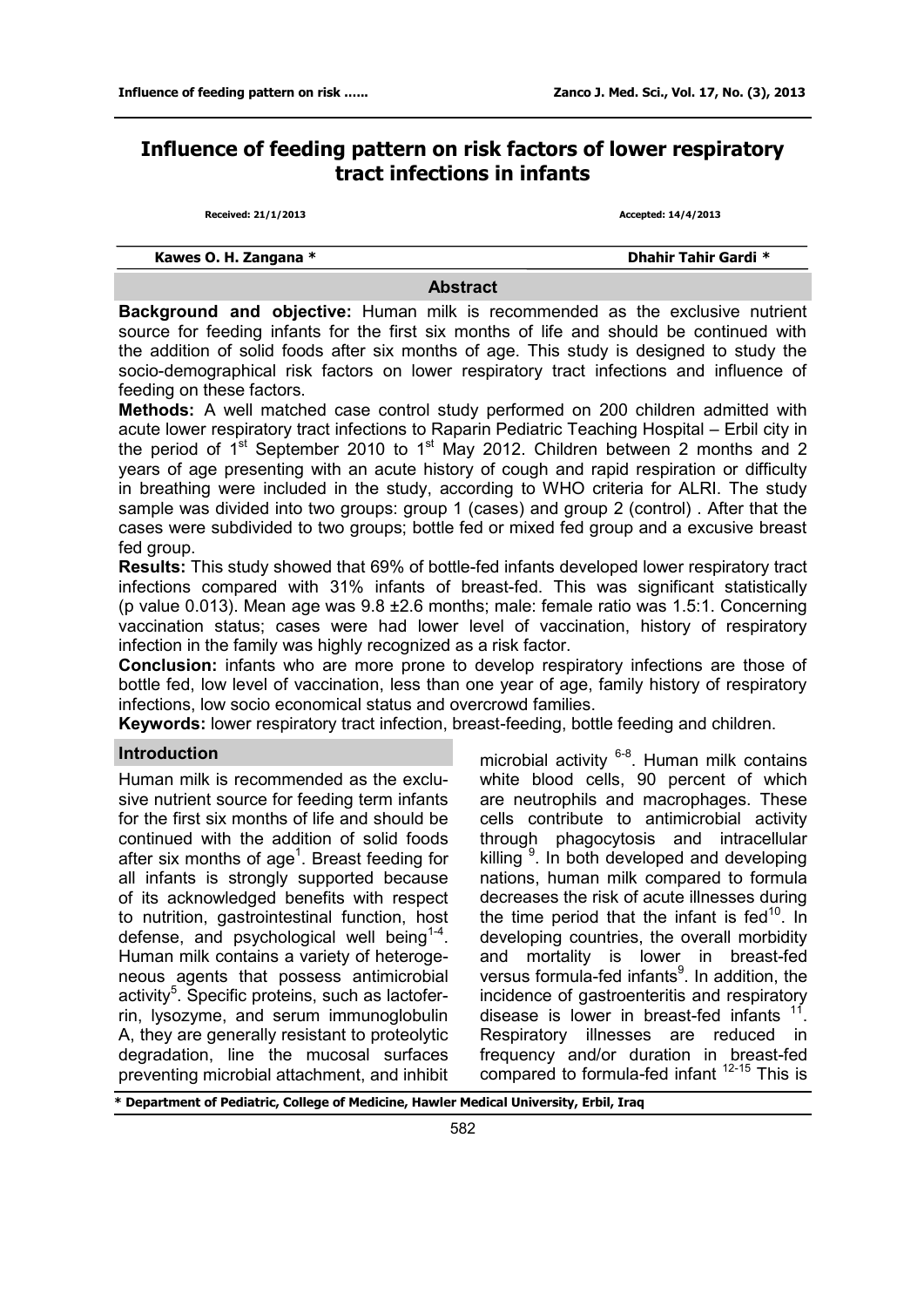# Influence of feeding pattern on risk factors of lower respiratory tract infections in infants

Received: 21/1/2013 Accepted: 14/4/2013

**Kawes O. H. Zangana *** **Dhahir Tahir Gardi ***

## Abstract

**Background and objective:** Human milk is recommended as the exclusive nutrient source for feeding infants for the first six months of life and should be continued with the addition of solid foods after six months of age. This study is designed to study the socio-demographical risk factors on lower respiratory tract infections and influence of feeding on these factors.

**Methods:** A well matched case control study performed on 200 children admitted with acute lower respiratory tract infections to Raparin Pediatric Teaching Hospital – Erbil city in the period of 1st September 2010 to 1st May 2012. Children between 2 months and 2 years of age presenting with an acute history of cough and rapid respiration or difficulty in breathing were included in the study, according to WHO criteria for ALRI. The study sample was divided into two groups: group 1 (cases) and group 2 (control) . After that the cases were subdivided to two groups; bottle fed or mixed fed group and a excusive breast fed group.

**Results:** This study showed that 69% of bottle-fed infants developed lower respiratory tract infections compared with 31% infants of breast-fed. This was significant statistically (p value 0.013). Mean age was 9.8 ±2.6 months; male: female ratio was 1.5:1. Concerning vaccination status; cases were had lower level of vaccination, history of respiratory infection in the family was highly recognized as a risk factor.

**Conclusion:** infants who are more prone to develop respiratory infections are those of bottle fed, low level of vaccination, less than one year of age, family history of respiratory infections, low socio economical status and overcrowd families.

**Keywords:** lower respiratory tract infection, breast-feeding, bottle feeding and children.

## Introduction

Human milk is recommended as the exclusive nutrient source for feeding term infants for the first six months of life and should be continued with the addition of solid foods after six months of age[1]. Breast feeding for all infants is strongly supported because of its acknowledged benefits with respect to nutrition, gastrointestinal function, host defense, and psychological well being[1-4]. Human milk contains a variety of heterogeneous agents that possess antimicrobial activity[5]. Specific proteins, such as lactoferrin, lysozyme, and serum immunoglobulin A, they are generally resistant to proteolytic degradation, line the mucosal surfaces preventing microbial attachment, and inhibit microbial activity [6-8]. Human milk contains white blood cells, 90 percent of which are neutrophils and macrophages. These cells contribute to antimicrobial activity through phagocytosis and intracellular killing [9]. In both developed and developing nations, human milk compared to formula decreases the risk of acute illnesses during the time period that the infant is fed[10]. In developing countries, the overall morbidity and mortality is lower in breast-fed versus formula-fed infants[9]. In addition, the incidence of gastroenteritis and respiratory disease is lower in breast-fed infants [11]. Respiratory illnesses are reduced in frequency and/or duration in breast-fed compared to formula-fed infant [12-15] This is

* Department of Pediatric, College of Medicine, Hawler Medical University, Erbil, Iraq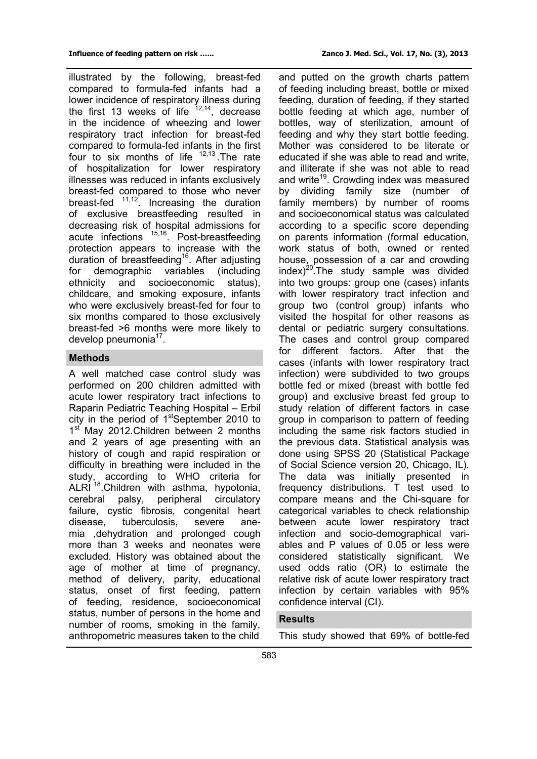illustrated by the following, breast-fed compared to formula-fed infants had a lower incidence of respiratory illness during the first 13 weeks of life [12,14], decrease in the incidence of wheezing and lower respiratory tract infection for breast-fed compared to formula-fed infants in the first four to six months of life [12,13].The rate of hospitalization for lower respiratory illnesses was reduced in infants exclusively breast-fed compared to those who never breast-fed [11,12]. Increasing the duration of exclusive breastfeeding resulted in decreasing risk of hospital admissions for acute infections [15,16]. Post-breastfeeding protection appears to increase with the duration of breastfeeding[16]. After adjusting for demographic variables (including ethnicity and socioeconomic status), childcare, and smoking exposure, infants who were exclusively breast-fed for four to six months compared to those exclusively breast-fed >6 months were more likely to develop pneumonia[17].

## Methods

A well matched case control study was performed on 200 children admitted with acute lower respiratory tract infections to Raparin Pediatric Teaching Hospital – Erbil city in the period of 1st September 2010 to 1st May 2012.Children between 2 months and 2 years of age presenting with an history of cough and rapid respiration or difficulty in breathing were included in the study, according to WHO criteria for ALRI [18].Children with asthma, hypotonia, cerebral palsy, peripheral circulatory failure, cystic fibrosis, congenital heart disease, tuberculosis, severe anemia ,dehydration and prolonged cough more than 3 weeks and neonates were excluded. History was obtained about the age of mother at time of pregnancy, method of delivery, parity, educational status, onset of first feeding, pattern of feeding, residence, socioeconomical status, number of persons in the home and number of rooms, smoking in the family, anthropometric measures taken to the child and putted on the growth charts pattern of feeding including breast, bottle or mixed feeding, duration of feeding, if they started bottle feeding at which age, number of bottles, way of sterilization, amount of feeding and why they start bottle feeding. Mother was considered to be literate or educated if she was able to read and write, and illiterate if she was not able to read and write[19]. Crowding index was measured by dividing family size (number of family members) by number of rooms and socioeconomical status was calculated according to a specific score depending on parents information (formal education, work status of both, owned or rented house, possession of a car and crowding index)[20].The study sample was divided into two groups: group one (cases) infants with lower respiratory tract infection and group two (control group) infants who visited the hospital for other reasons as dental or pediatric surgery consultations. The cases and control group compared for different factors. After that the cases (infants with lower respiratory tract infection) were subdivided to two groups bottle fed or mixed (breast with bottle fed group) and exclusive breast fed group to study relation of different factors in case group in comparison to pattern of feeding including the same risk factors studied in the previous data. Statistical analysis was done using SPSS 20 (Statistical Package of Social Science version 20, Chicago, IL). The data was initially presented in frequency distributions. T test used to compare means and the Chi-square for categorical variables to check relationship between acute lower respiratory tract infection and socio-demographical variables and P values of 0.05 or less were considered statistically significant. We used odds ratio (OR) to estimate the relative risk of acute lower respiratory tract infection by certain variables with 95% confidence interval (CI).

## Results

This study showed that 69% of bottle-fed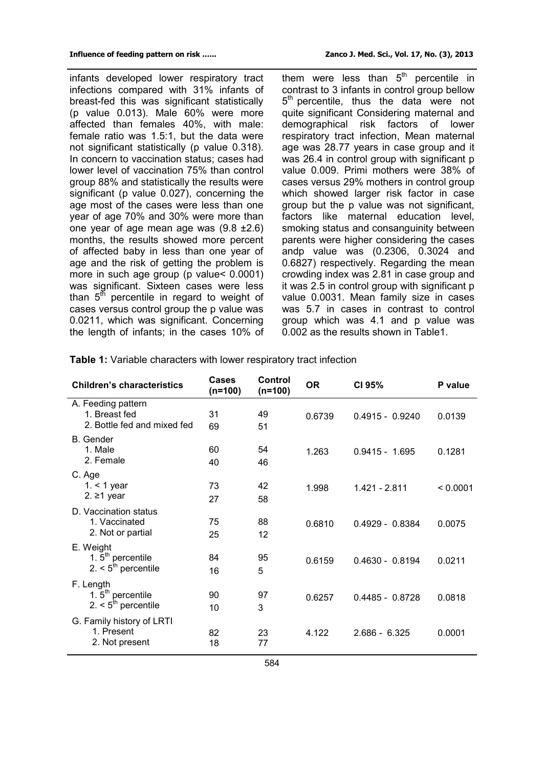infants developed lower respiratory tract infections compared with 31% infants of breast-fed this was significant statistically (p value 0.013). Male 60% were more affected than females 40%, with male: female ratio was 1.5:1, but the data were not significant statistically (p value 0.318). In concern to vaccination status; cases had lower level of vaccination 75% than control group 88% and statistically the results were significant (p value 0.027), concerning the age most of the cases were less than one year of age 70% and 30% were more than one year of age mean age was (9.8 ±2.6) months, the results showed more percent of affected baby in less than one year of age and the risk of getting the problem is more in such age group (p value< 0.0001) was significant. Sixteen cases were less than 5$^{th}$ percentile in regard to weight of cases versus control group the p value was 0.0211, which was significant. Concerning the length of infants; in the cases 10% of them were less than 5$^{th}$ percentile in contrast to 3 infants in control group bellow 5$^{th}$ percentile, thus the data were not quite significant Considering maternal and demographical risk factors of lower respiratory tract infection, Mean maternal age was 28.77 years in case group and it was 26.4 in control group with significant p value 0.009. Primi mothers were 38% of cases versus 29% mothers in control group which showed larger risk factor in case group but the p value was not significant, factors like maternal education level, smoking status and consanguinity between parents were higher considering the cases andp value was (0.2306, 0.3024 and 0.6827) respectively. Regarding the mean crowding index was 2.81 in case group and it was 2.5 in control group with significant p value 0.0031. Mean family size in cases was 5.7 in cases in contrast to control group which was 4.1 and p value was 0.002 as the results shown in Table1.

**Table 1:** Variable characters with lower respiratory tract infection

| Children's characteristics | Cases (n=100) | Control (n=100) | OR | CI 95% | P value |
|---|---|---|---|---|---|
| A. Feeding pattern | | | | | |
| 1. Breast fed | 31 | 49 | 0.6739 | 0.4915 - 0.9240 | 0.0139 |
| 2. Bottle fed and mixed fed | 69 | 51 | | | |
| B. Gender | | | | | |
| 1. Male | 60 | 54 | 1.263 | 0.9415 - 1.695 | 0.1281 |
| 2. Female | 40 | 46 | | | |
| C. Age | | | | | |
| 1. < 1 year | 73 | 42 | 1.998 | 1.421 - 2.811 | < 0.0001 |
| 2. ≥1 year | 27 | 58 | | | |
| D. Vaccination status | | | | | |
| 1. Vaccinated | 75 | 88 | 0.6810 | 0.4929 - 0.8384 | 0.0075 |
| 2. Not or partial | 25 | 12 | | | |
| E. Weight | | | | | |
| 1. 5$^{th}$ percentile | 84 | 95 | 0.6159 | 0.4630 - 0.8194 | 0.0211 |
| 2. < 5$^{th}$ percentile | 16 | 5 | | | |
| F. Length | | | | | |
| 1. 5$^{th}$ percentile | 90 | 97 | 0.6257 | 0.4485 - 0.8728 | 0.0818 |
| 2. < 5$^{th}$ percentile | 10 | 3 | | | |
| G. Family history of LRTI | | | | | |
| 1. Present | 82 | 23 | 4.122 | 2.686 - 6.325 | 0.0001 |
| 2. Not present | 18 | 77 | | | |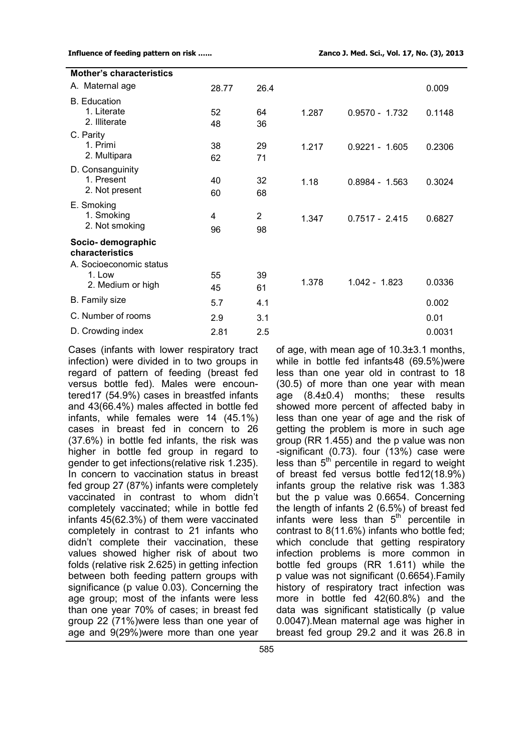| | | | | | |
|---|---|---|---|---|---|
| **Mother's characteristics** | | | | | |
| A. Maternal age | 28.77 | 26.4 | | | 0.009 |
| B. Education | | | | | |
| 1. Literate | 52 | 64 | 1.287 | 0.9570 - 1.732 | 0.1148 |
| 2. Illiterate | 48 | 36 | | | |
| C. Parity | | | | | |
| 1. Primi | 38 | 29 | 1.217 | 0.9221 - 1.605 | 0.2306 |
| 2. Multipara | 62 | 71 | | | |
| D. Consanguinity | | | | | |
| 1. Present | 40 | 32 | 1.18 | 0.8984 - 1.563 | 0.3024 |
| 2. Not present | 60 | 68 | | | |
| E. Smoking | | | | | |
| 1. Smoking | 4 | 2 | 1.347 | 0.7517 - 2.415 | 0.6827 |
| 2. Not smoking | 96 | 98 | | | |
| **Socio- demographic characteristics** | | | | | |
| A. Socioeconomic status | | | | | |
| 1. Low | 55 | 39 | 1.378 | 1.042 - 1.823 | 0.0336 |
| 2. Medium or high | 45 | 61 | | | |
| B. Family size | 5.7 | 4.1 | | | 0.002 |
| C. Number of rooms | 2.9 | 3.1 | | | 0.01 |
| D. Crowding index | 2.81 | 2.5 | | | 0.0031 |

Cases (infants with lower respiratory tract infection) were divided in to two groups in regard of pattern of feeding (breast fed versus bottle fed). Males were encountered17 (54.9%) cases in breastfed infants and 43(66.4%) males affected in bottle fed infants, while females were 14 (45.1%) cases in breast fed in concern to 26 (37.6%) in bottle fed infants, the risk was higher in bottle fed group in regard to gender to get infections(relative risk 1.235). In concern to vaccination status in breast fed group 27 (87%) infants were completely vaccinated in contrast to whom didn't completely vaccinated; while in bottle fed infants 45(62.3%) of them were vaccinated completely in contrast to 21 infants who didn't complete their vaccination, these values showed higher risk of about two folds (relative risk 2.625) in getting infection between both feeding pattern groups with significance (p value 0.03). Concerning the age group; most of the infants were less than one year 70% of cases; in breast fed group 22 (71%)were less than one year of age and 9(29%)were more than one year of age, with mean age of 10.3±3.1 months, while in bottle fed infants48 (69.5%)were less than one year old in contrast to 18 (30.5) of more than one year with mean age (8.4±0.4) months; these results showed more percent of affected baby in less than one year of age and the risk of getting the problem is more in such age group (RR 1.455) and the p value was non -significant (0.73). four (13%) case were less than 5$^{th}$ percentile in regard to weight of breast fed versus bottle fed12(18.9%) infants group the relative risk was 1.383 but the p value was 0.6654. Concerning the length of infants 2 (6.5%) of breast fed infants were less than 5$^{th}$ percentile in contrast to 8(11.6%) infants who bottle fed; which conclude that getting respiratory infection problems is more common in bottle fed groups (RR 1.611) while the p value was not significant (0.6654).Family history of respiratory tract infection was more in bottle fed 42(60.8%) and the data was significant statistically (p value 0.0047).Mean maternal age was higher in breast fed group 29.2 and it was 26.8 in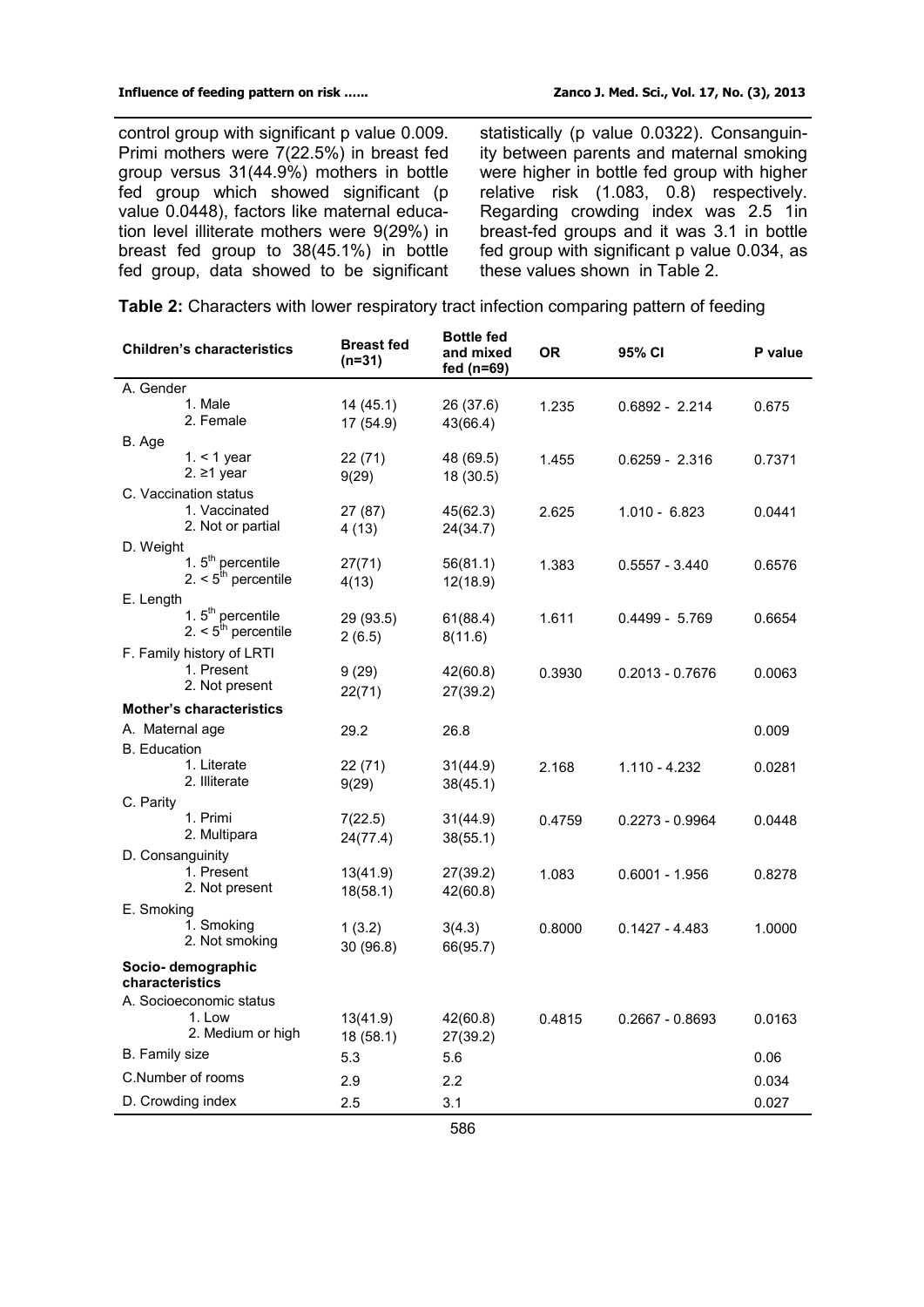control group with significant p value 0.009. Primi mothers were 7(22.5%) in breast fed group versus 31(44.9%) mothers in bottle fed group which showed significant (p value 0.0448), factors like maternal education level illiterate mothers were 9(29%) in breast fed group to 38(45.1%) in bottle fed group, data showed to be significant statistically (p value 0.0322). Consanguinity between parents and maternal smoking were higher in bottle fed group with higher relative risk (1.083, 0.8) respectively. Regarding crowding index was 2.5 1in breast-fed groups and it was 3.1 in bottle fed group with significant p value 0.034, as these values shown in Table 2.

**Table 2:** Characters with lower respiratory tract infection comparing pattern of feeding

| Children's characteristics | Breast fed (n=31) | Bottle fed and mixed fed (n=69) | OR | 95% CI | P value |
|---|---|---|---|---|---|
| A. Gender | | | | | |
| 1. Male | 14 (45.1) | 26 (37.6) | 1.235 | 0.6892 - 2.214 | 0.675 |
| 2. Female | 17 (54.9) | 43(66.4) | | | |
| B. Age | | | | | |
| 1. < 1 year | 22 (71) | 48 (69.5) | 1.455 | 0.6259 - 2.316 | 0.7371 |
| 2. ≥1 year | 9(29) | 18 (30.5) | | | |
| C. Vaccination status | | | | | |
| 1. Vaccinated | 27 (87) | 45(62.3) | 2.625 | 1.010 - 6.823 | 0.0441 |
| 2. Not or partial | 4 (13) | 24(34.7) | | | |
| D. Weight | | | | | |
| 1. 5th percentile | 27(71) | 56(81.1) | 1.383 | 0.5557 - 3.440 | 0.6576 |
| 2. < 5th percentile | 4(13) | 12(18.9) | | | |
| E. Length | | | | | |
| 1. 5th percentile | 29 (93.5) | 61(88.4) | 1.611 | 0.4499 - 5.769 | 0.6654 |
| 2. < 5th percentile | 2 (6.5) | 8(11.6) | | | |
| F. Family history of LRTI | | | | | |
| 1. Present | 9 (29) | 42(60.8) | 0.3930 | 0.2013 - 0.7676 | 0.0063 |
| 2. Not present | 22(71) | 27(39.2) | | | |
| **Mother's characteristics** | | | | | |
| A. Maternal age | 29.2 | 26.8 | | | 0.009 |
| B. Education | | | | | |
| 1. Literate | 22 (71) | 31(44.9) | 2.168 | 1.110 - 4.232 | 0.0281 |
| 2. Illiterate | 9(29) | 38(45.1) | | | |
| C. Parity | | | | | |
| 1. Primi | 7(22.5) | 31(44.9) | 0.4759 | 0.2273 - 0.9964 | 0.0448 |
| 2. Multipara | 24(77.4) | 38(55.1) | | | |
| D. Consanguinity | | | | | |
| 1. Present | 13(41.9) | 27(39.2) | 1.083 | 0.6001 - 1.956 | 0.8278 |
| 2. Not present | 18(58.1) | 42(60.8) | | | |
| E. Smoking | | | | | |
| 1. Smoking | 1 (3.2) | 3(4.3) | 0.8000 | 0.1427 - 4.483 | 1.0000 |
| 2. Not smoking | 30 (96.8) | 66(95.7) | | | |
| **Socio- demographic characteristics** | | | | | |
| A. Socioeconomic status | | | | | |
| 1. Low | 13(41.9) | 42(60.8) | 0.4815 | 0.2667 - 0.8693 | 0.0163 |
| 2. Medium or high | 18 (58.1) | 27(39.2) | | | |
| B. Family size | 5.3 | 5.6 | | | 0.06 |
| C.Number of rooms | 2.9 | 2.2 | | | 0.034 |
| D. Crowding index | 2.5 | 3.1 | | | 0.027 |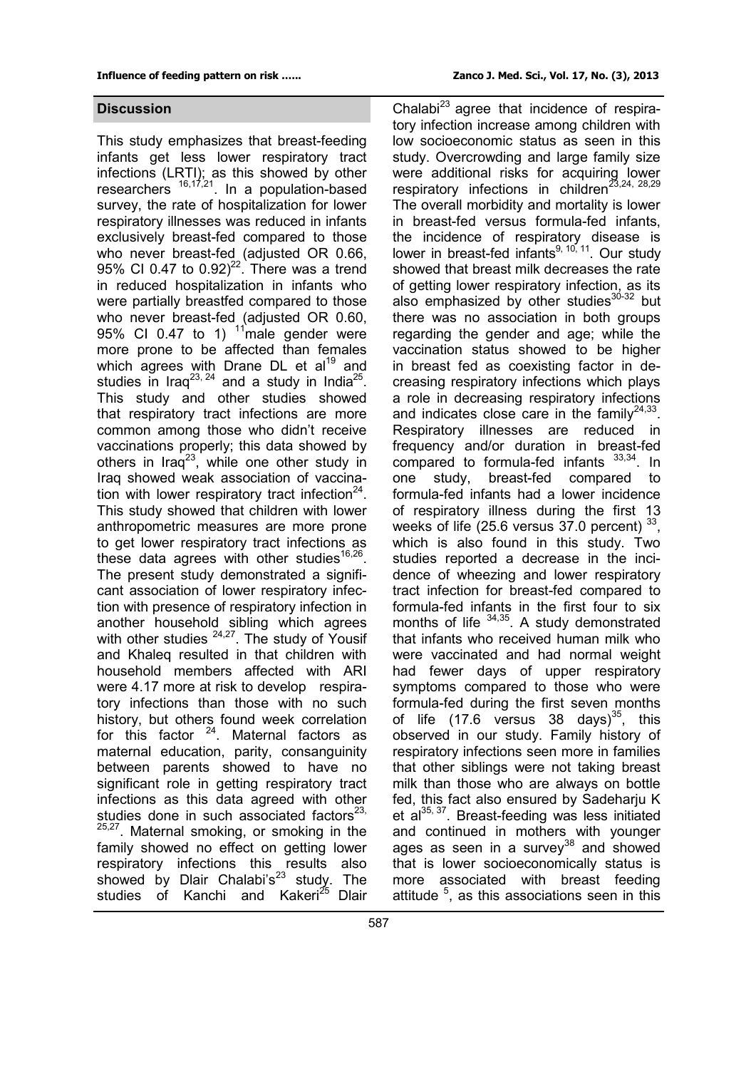## Discussion

This study emphasizes that breast-feeding infants get less lower respiratory tract infections (LRTI); as this showed by other researchers [16,17,21]. In a population-based survey, the rate of hospitalization for lower respiratory illnesses was reduced in infants exclusively breast-fed compared to those who never breast-fed (adjusted OR 0.66, 95% CI 0.47 to 0.92)[22]. There was a trend in reduced hospitalization in infants who were partially breastfed compared to those who never breast-fed (adjusted OR 0.60, 95% CI 0.47 to 1) [11]male gender were more prone to be affected than females which agrees with Drane DL et al[19] and studies in Iraq[23, 24] and a study in India[25]. This study and other studies showed that respiratory tract infections are more common among those who didn't receive vaccinations properly; this data showed by others in Iraq[23], while one other study in Iraq showed weak association of vaccination with lower respiratory tract infection[24]. This study showed that children with lower anthropometric measures are more prone to get lower respiratory tract infections as these data agrees with other studies[16,26]. The present study demonstrated a significant association of lower respiratory infection with presence of respiratory infection in another household sibling which agrees with other studies [24,27]. The study of Yousif and Khaleq resulted in that children with household members affected with ARI were 4.17 more at risk to develop respiratory infections than those with no such history, but others found week correlation for this factor [24]. Maternal factors as maternal education, parity, consanguinity between parents showed to have no significant role in getting respiratory tract infections as this data agreed with other studies done in such associated factors[23, 25,27]. Maternal smoking, or smoking in the family showed no effect on getting lower respiratory infections this results also showed by Dlair Chalabi's[23] study. The studies of Kanchi and Kakeri[25] Dlair Chalabi[23] agree that incidence of respiratory infection increase among children with low socioeconomic status as seen in this study. Overcrowding and large family size were additional risks for acquiring lower respiratory infections in children[23,24, 28,29] The overall morbidity and mortality is lower in breast-fed versus formula-fed infants, the incidence of respiratory disease is lower in breast-fed infants[9, 10, 11]. Our study showed that breast milk decreases the rate of getting lower respiratory infection, as its also emphasized by other studies[30-32] but there was no association in both groups regarding the gender and age; while the vaccination status showed to be higher in breast fed as coexisting factor in decreasing respiratory infections which plays a role in decreasing respiratory infections and indicates close care in the family[24,33]. Respiratory illnesses are reduced in frequency and/or duration in breast-fed compared to formula-fed infants [33,34]. In one study, breast-fed compared to formula-fed infants had a lower incidence of respiratory illness during the first 13 weeks of life (25.6 versus 37.0 percent) [33], which is also found in this study. Two studies reported a decrease in the incidence of wheezing and lower respiratory tract infection for breast-fed compared to formula-fed infants in the first four to six months of life [34,35]. A study demonstrated that infants who received human milk who were vaccinated and had normal weight had fewer days of upper respiratory symptoms compared to those who were formula-fed during the first seven months of life (17.6 versus 38 days)[35], this observed in our study. Family history of respiratory infections seen more in families that other siblings were not taking breast milk than those who are always on bottle fed, this fact also ensured by Sadeharju K et al[35, 37]. Breast-feeding was less initiated and continued in mothers with younger ages as seen in a survey[38] and showed that is lower socioeconomically status is more associated with breast feeding attitude [5], as this associations seen in this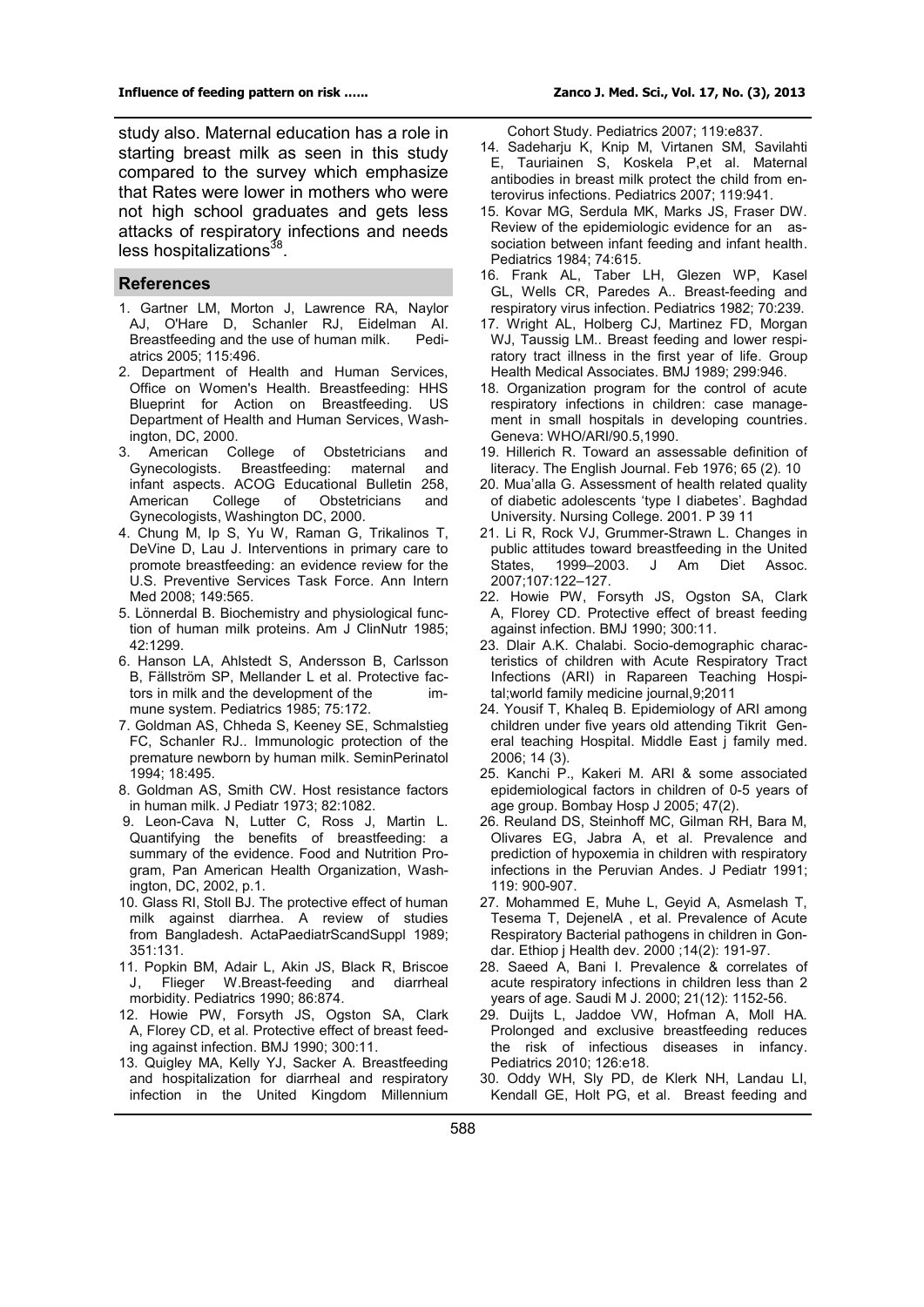study also. Maternal education has a role in starting breast milk as seen in this study compared to the survey which emphasize that Rates were lower in mothers who were not high school graduates and gets less attacks of respiratory infections and needs less hospitalizations[38].

## References

1. Gartner LM, Morton J, Lawrence RA, Naylor AJ, O'Hare D, Schanler RJ, Eidelman AI. Breastfeeding and the use of human milk. Pediatrics 2005; 115:496.
2. Department of Health and Human Services, Office on Women's Health. Breastfeeding: HHS Blueprint for Action on Breastfeeding. US Department of Health and Human Services, Washington, DC, 2000.
3. American College of Obstetricians and Gynecologists. Breastfeeding: maternal and infant aspects. ACOG Educational Bulletin 258, American College of Obstetricians and Gynecologists, Washington DC, 2000.
4. Chung M, Ip S, Yu W, Raman G, Trikalinos T, DeVine D, Lau J. Interventions in primary care to promote breastfeeding: an evidence review for the U.S. Preventive Services Task Force. Ann Intern Med 2008; 149:565.
5. Lönnerdal B. Biochemistry and physiological function of human milk proteins. Am J ClinNutr 1985; 42:1299.
6. Hanson LA, Ahlstedt S, Andersson B, Carlsson B, Fällström SP, Mellander L et al. Protective factors in milk and the development of the immune system. Pediatrics 1985; 75:172.
7. Goldman AS, Chheda S, Keeney SE, Schmalstieg FC, Schanler RJ.. Immunologic protection of the premature newborn by human milk. SeminPerinatol 1994; 18:495.
8. Goldman AS, Smith CW. Host resistance factors in human milk. J Pediatr 1973; 82:1082.
9. Leon-Cava N, Lutter C, Ross J, Martin L. Quantifying the benefits of breastfeeding: a summary of the evidence. Food and Nutrition Program, Pan American Health Organization, Washington, DC, 2002, p.1.
10. Glass RI, Stoll BJ. The protective effect of human milk against diarrhea. A review of studies from Bangladesh. ActaPaediatrScandSuppl 1989; 351:131.
11. Popkin BM, Adair L, Akin JS, Black R, Briscoe J, Flieger W.Breast-feeding and diarrheal morbidity. Pediatrics 1990; 86:874.
12. Howie PW, Forsyth JS, Ogston SA, Clark A, Florey CD, et al. Protective effect of breast feeding against infection. BMJ 1990; 300:11.
13. Quigley MA, Kelly YJ, Sacker A. Breastfeeding and hospitalization for diarrheal and respiratory infection in the United Kingdom Millennium Cohort Study. Pediatrics 2007; 119:e837.
14. Sadeharju K, Knip M, Virtanen SM, Savilahti E, Tauriainen S, Koskela P,et al. Maternal antibodies in breast milk protect the child from enterovirus infections. Pediatrics 2007; 119:941.
15. Kovar MG, Serdula MK, Marks JS, Fraser DW. Review of the epidemiologic evidence for an association between infant feeding and infant health. Pediatrics 1984; 74:615.
16. Frank AL, Taber LH, Glezen WP, Kasel GL, Wells CR, Paredes A.. Breast-feeding and respiratory virus infection. Pediatrics 1982; 70:239.
17. Wright AL, Holberg CJ, Martinez FD, Morgan WJ, Taussig LM.. Breast feeding and lower respiratory tract illness in the first year of life. Group Health Medical Associates. BMJ 1989; 299:946.
18. Organization program for the control of acute respiratory infections in children: case management in small hospitals in developing countries. Geneva: WHO/ARI/90.5,1990.
19. Hillerich R. Toward an assessable definition of literacy. The English Journal. Feb 1976; 65 (2). 10
20. Mua'alla G. Assessment of health related quality of diabetic adolescents 'type I diabetes'. Baghdad University. Nursing College. 2001. P 39 11
21. Li R, Rock VJ, Grummer-Strawn L. Changes in public attitudes toward breastfeeding in the United States, 1999–2003. J Am Diet Assoc. 2007;107:122–127.
22. Howie PW, Forsyth JS, Ogston SA, Clark A, Florey CD. Protective effect of breast feeding against infection. BMJ 1990; 300:11.
23. Dlair A.K. Chalabi. Socio-demographic characteristics of children with Acute Respiratory Tract Infections (ARI) in Rapareen Teaching Hospital;world family medicine journal,9;2011
24. Yousif T, Khaleq B. Epidemiology of ARI among children under five years old attending Tikrit General teaching Hospital. Middle East j family med. 2006; 14 (3).
25. Kanchi P., Kakeri M. ARI & some associated epidemiological factors in children of 0-5 years of age group. Bombay Hosp J 2005; 47(2).
26. Reuland DS, Steinhoff MC, Gilman RH, Bara M, Olivares EG, Jabra A, et al. Prevalence and prediction of hypoxemia in children with respiratory infections in the Peruvian Andes. J Pediatr 1991; 119: 900-907.
27. Mohammed E, Muhe L, Geyid A, Asmelash T, Tesema T, DejenelA , et al. Prevalence of Acute Respiratory Bacterial pathogens in children in Gondar. Ethiop j Health dev. 2000 ;14(2): 191-97.
28. Saeed A, Bani I. Prevalence & correlates of acute respiratory infections in children less than 2 years of age. Saudi M J. 2000; 21(12): 1152-56.
29. Duijts L, Jaddoe VW, Hofman A, Moll HA. Prolonged and exclusive breastfeeding reduces the risk of infectious diseases in infancy. Pediatrics 2010; 126:e18.
30. Oddy WH, Sly PD, de Klerk NH, Landau LI, Kendall GE, Holt PG, et al. Breast feeding and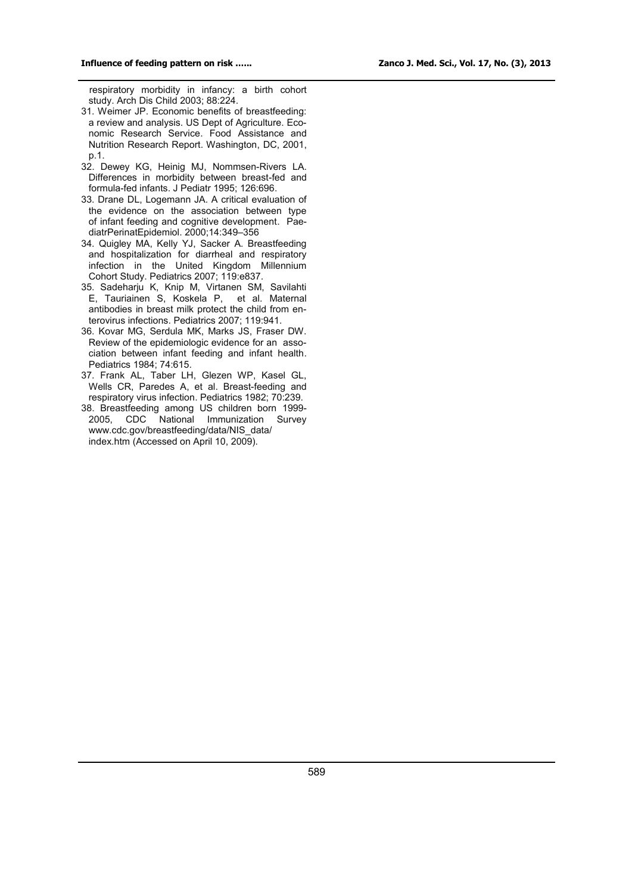respiratory morbidity in infancy: a birth cohort study. Arch Dis Child 2003; 88:224.

31. Weimer JP. Economic benefits of breastfeeding: a review and analysis. US Dept of Agriculture. Economic Research Service. Food Assistance and Nutrition Research Report. Washington, DC, 2001, p.1.
32. Dewey KG, Heinig MJ, Nommsen-Rivers LA. Differences in morbidity between breast-fed and formula-fed infants. J Pediatr 1995; 126:696.
33. Drane DL, Logemann JA. A critical evaluation of the evidence on the association between type of infant feeding and cognitive development. PaediatrPerinatEpidemiol. 2000;14:349–356
34. Quigley MA, Kelly YJ, Sacker A. Breastfeeding and hospitalization for diarrheal and respiratory infection in the United Kingdom Millennium Cohort Study. Pediatrics 2007; 119:e837.
35. Sadeharju K, Knip M, Virtanen SM, Savilahti E, Tauriainen S, Koskela P, et al. Maternal antibodies in breast milk protect the child from enterovirus infections. Pediatrics 2007; 119:941.
36. Kovar MG, Serdula MK, Marks JS, Fraser DW. Review of the epidemiologic evidence for an association between infant feeding and infant health. Pediatrics 1984; 74:615.
37. Frank AL, Taber LH, Glezen WP, Kasel GL, Wells CR, Paredes A, et al. Breast-feeding and respiratory virus infection. Pediatrics 1982; 70:239.
38. Breastfeeding among US children born 1999-2005, CDC National Immunization Survey www.cdc.gov/breastfeeding/data/NIS_data/ index.htm (Accessed on April 10, 2009).